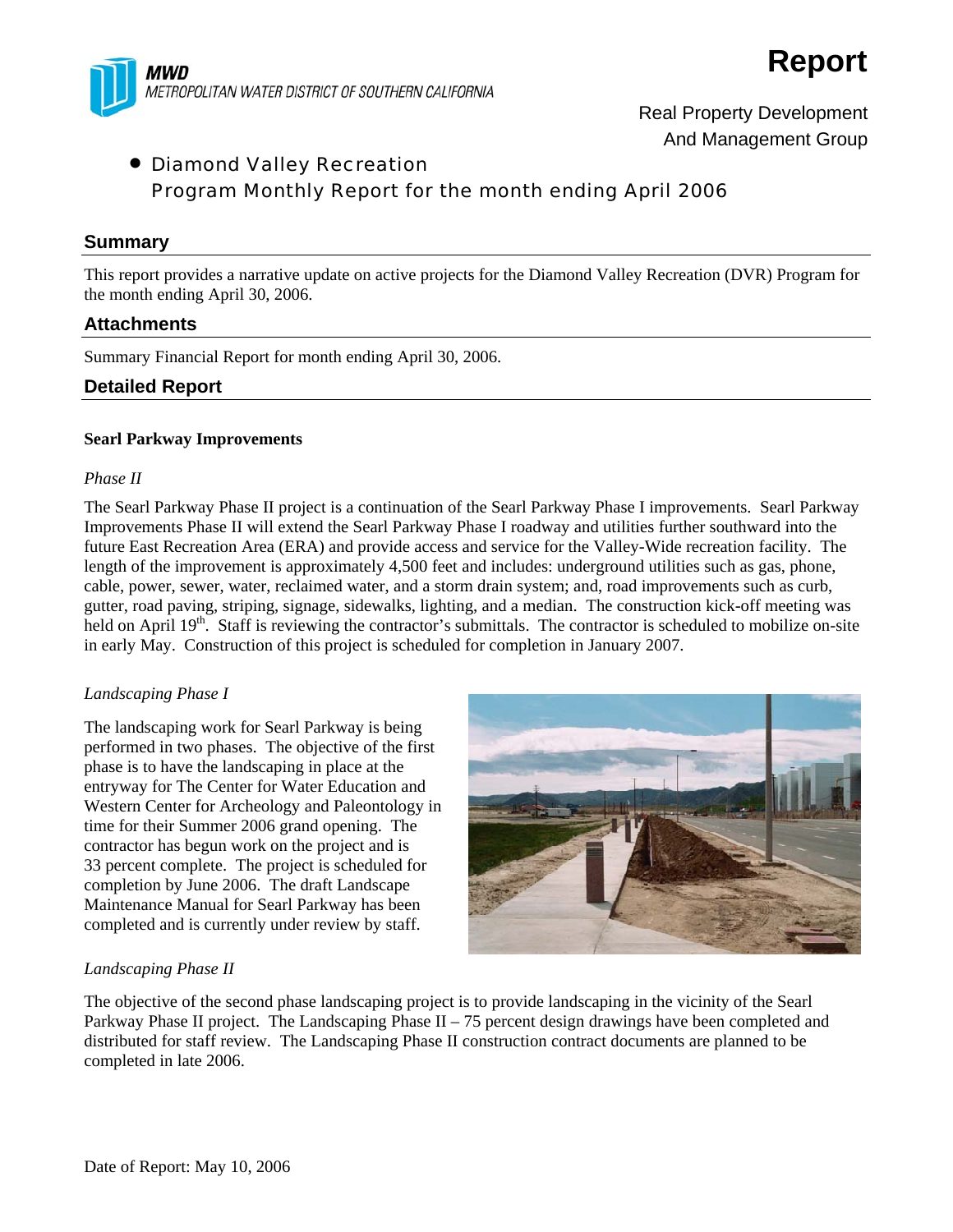MWD
METROPOLITAN WATER DISTRICT OF SOUTHERN CALIFORNIA

# Report

Real Property Development
And Management Group

- Diamond Valley Recreation
  Program Monthly Report for the month ending April 2006

## Summary

This report provides a narrative update on active projects for the Diamond Valley Recreation (DVR) Program for the month ending April 30, 2006.

## Attachments

Summary Financial Report for month ending April 30, 2006.

## Detailed Report

**Searl Parkway Improvements**

*Phase II*

The Searl Parkway Phase II project is a continuation of the Searl Parkway Phase I improvements. Searl Parkway Improvements Phase II will extend the Searl Parkway Phase I roadway and utilities further southward into the future East Recreation Area (ERA) and provide access and service for the Valley-Wide recreation facility. The length of the improvement is approximately 4,500 feet and includes: underground utilities such as gas, phone, cable, power, sewer, water, reclaimed water, and a storm drain system; and, road improvements such as curb, gutter, road paving, striping, signage, sidewalks, lighting, and a median. The construction kick-off meeting was held on April 19th. Staff is reviewing the contractor's submittals. The contractor is scheduled to mobilize on-site in early May. Construction of this project is scheduled for completion in January 2007.

*Landscaping Phase I*

The landscaping work for Searl Parkway is being performed in two phases. The objective of the first phase is to have the landscaping in place at the entryway for The Center for Water Education and Western Center for Archeology and Paleontology in time for their Summer 2006 grand opening. The contractor has begun work on the project and is 33 percent complete. The project is scheduled for completion by June 2006. The draft Landscape Maintenance Manual for Searl Parkway has been completed and is currently under review by staff.

*Landscaping Phase II*

The objective of the second phase landscaping project is to provide landscaping in the vicinity of the Searl Parkway Phase II project. The Landscaping Phase II – 75 percent design drawings have been completed and distributed for staff review. The Landscaping Phase II construction contract documents are planned to be completed in late 2006.

Date of Report: May 10, 2006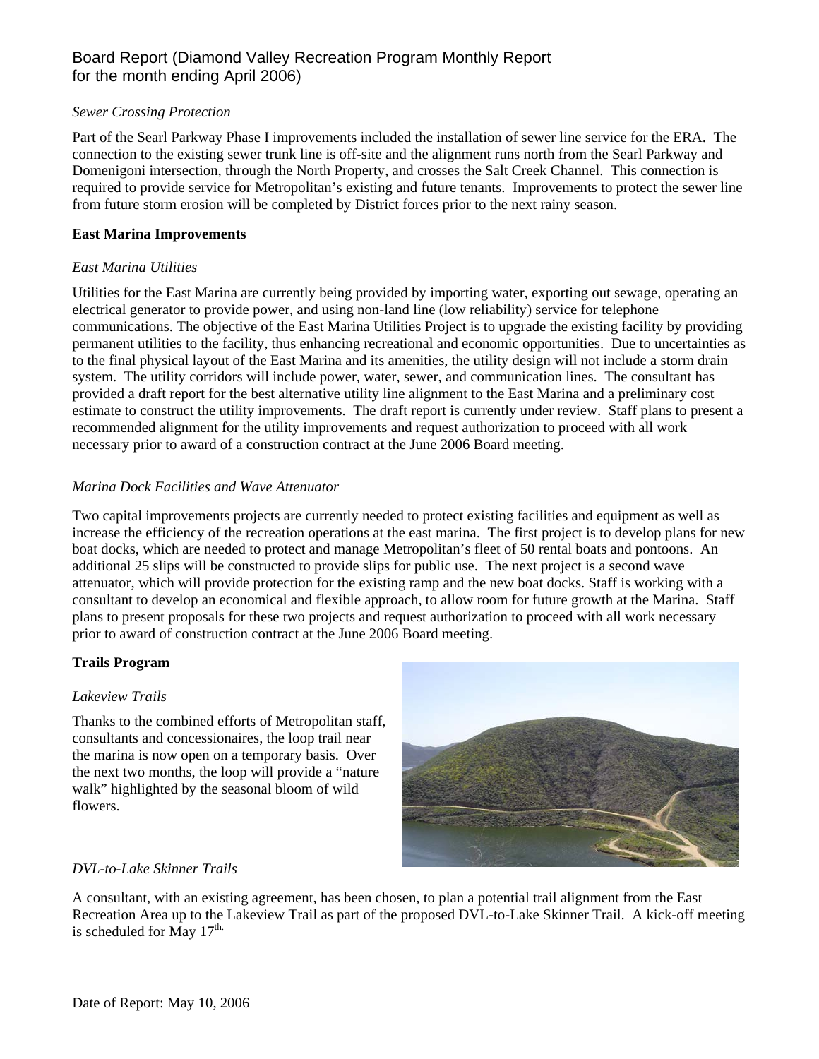Board Report (Diamond Valley Recreation Program Monthly Report for the month ending April 2006)

*Sewer Crossing Protection*

Part of the Searl Parkway Phase I improvements included the installation of sewer line service for the ERA. The connection to the existing sewer trunk line is off-site and the alignment runs north from the Searl Parkway and Domenigoni intersection, through the North Property, and crosses the Salt Creek Channel. This connection is required to provide service for Metropolitan's existing and future tenants. Improvements to protect the sewer line from future storm erosion will be completed by District forces prior to the next rainy season.

**East Marina Improvements**

*East Marina Utilities*

Utilities for the East Marina are currently being provided by importing water, exporting out sewage, operating an electrical generator to provide power, and using non-land line (low reliability) service for telephone communications. The objective of the East Marina Utilities Project is to upgrade the existing facility by providing permanent utilities to the facility, thus enhancing recreational and economic opportunities. Due to uncertainties as to the final physical layout of the East Marina and its amenities, the utility design will not include a storm drain system. The utility corridors will include power, water, sewer, and communication lines. The consultant has provided a draft report for the best alternative utility line alignment to the East Marina and a preliminary cost estimate to construct the utility improvements. The draft report is currently under review. Staff plans to present a recommended alignment for the utility improvements and request authorization to proceed with all work necessary prior to award of a construction contract at the June 2006 Board meeting.

*Marina Dock Facilities and Wave Attenuator*

Two capital improvements projects are currently needed to protect existing facilities and equipment as well as increase the efficiency of the recreation operations at the east marina. The first project is to develop plans for new boat docks, which are needed to protect and manage Metropolitan's fleet of 50 rental boats and pontoons. An additional 25 slips will be constructed to provide slips for public use. The next project is a second wave attenuator, which will provide protection for the existing ramp and the new boat docks. Staff is working with a consultant to develop an economical and flexible approach, to allow room for future growth at the Marina. Staff plans to present proposals for these two projects and request authorization to proceed with all work necessary prior to award of construction contract at the June 2006 Board meeting.

**Trails Program**

*Lakeview Trails*

Thanks to the combined efforts of Metropolitan staff, consultants and concessionaires, the loop trail near the marina is now open on a temporary basis. Over the next two months, the loop will provide a "nature walk" highlighted by the seasonal bloom of wild flowers.

*DVL-to-Lake Skinner Trails*

A consultant, with an existing agreement, has been chosen, to plan a potential trail alignment from the East Recreation Area up to the Lakeview Trail as part of the proposed DVL-to-Lake Skinner Trail. A kick-off meeting is scheduled for May 17th.

Date of Report: May 10, 2006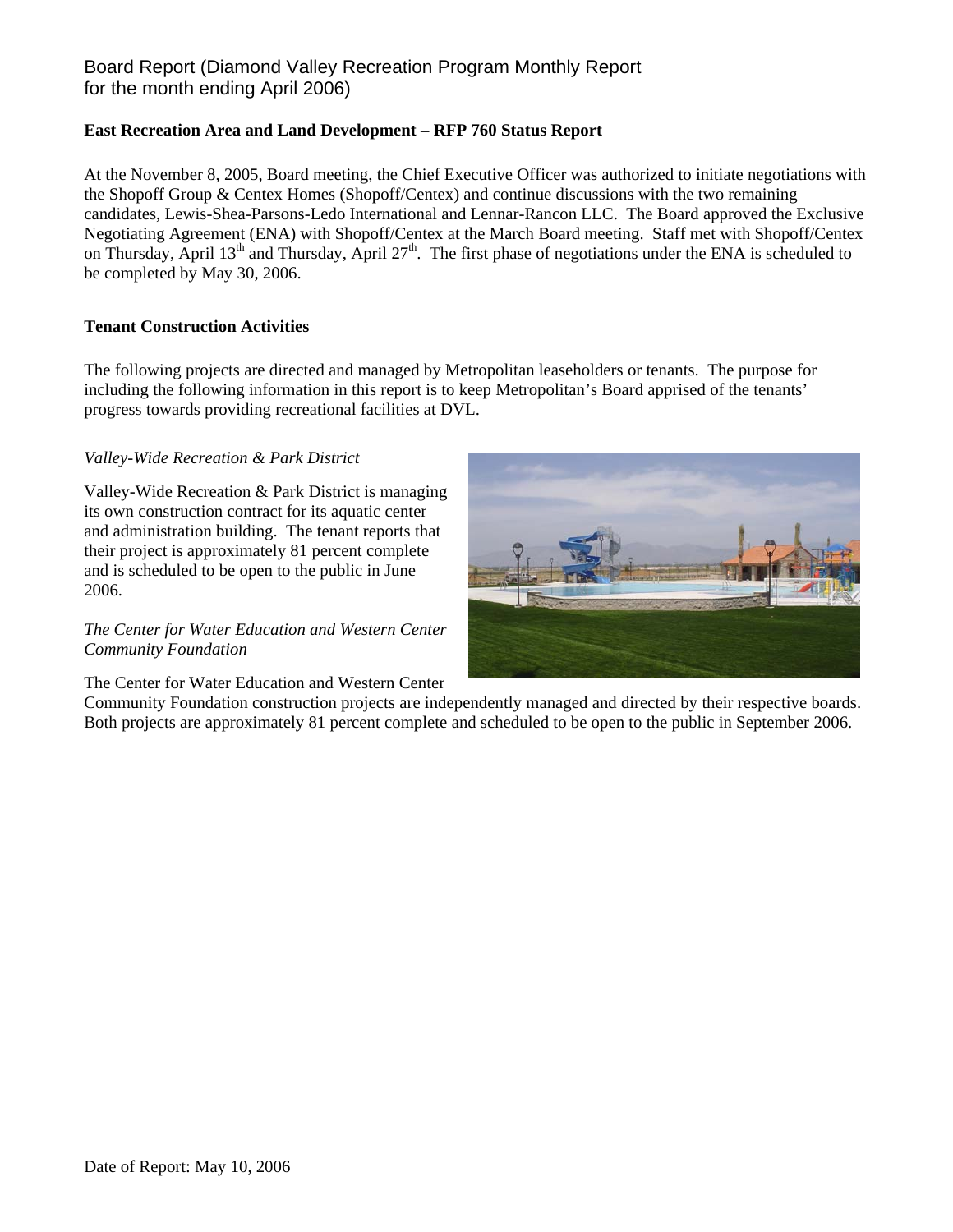Board Report (Diamond Valley Recreation Program Monthly Report for the month ending April 2006)

**East Recreation Area and Land Development – RFP 760 Status Report**

At the November 8, 2005, Board meeting, the Chief Executive Officer was authorized to initiate negotiations with the Shopoff Group & Centex Homes (Shopoff/Centex) and continue discussions with the two remaining candidates, Lewis-Shea-Parsons-Ledo International and Lennar-Rancon LLC. The Board approved the Exclusive Negotiating Agreement (ENA) with Shopoff/Centex at the March Board meeting. Staff met with Shopoff/Centex on Thursday, April 13th and Thursday, April 27th. The first phase of negotiations under the ENA is scheduled to be completed by May 30, 2006.

**Tenant Construction Activities**

The following projects are directed and managed by Metropolitan leaseholders or tenants. The purpose for including the following information in this report is to keep Metropolitan's Board apprised of the tenants' progress towards providing recreational facilities at DVL.

*Valley-Wide Recreation & Park District*

Valley-Wide Recreation & Park District is managing its own construction contract for its aquatic center and administration building. The tenant reports that their project is approximately 81 percent complete and is scheduled to be open to the public in June 2006.

*The Center for Water Education and Western Center Community Foundation*

The Center for Water Education and Western Center Community Foundation construction projects are independently managed and directed by their respective boards. Both projects are approximately 81 percent complete and scheduled to be open to the public in September 2006.

Date of Report: May 10, 2006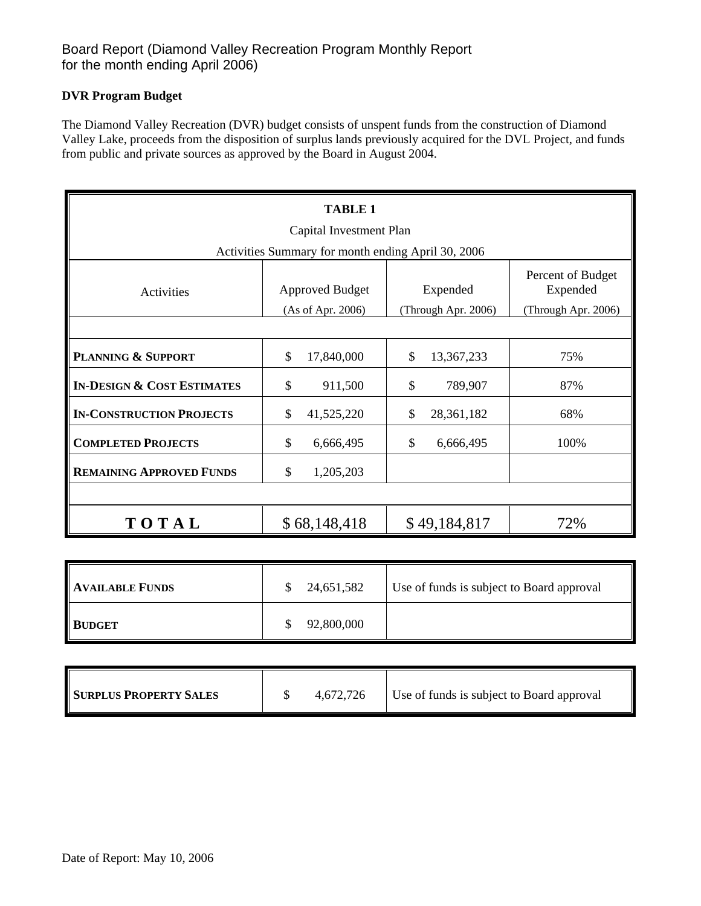Board Report (Diamond Valley Recreation Program Monthly Report for the month ending April 2006)

**DVR Program Budget**

The Diamond Valley Recreation (DVR) budget consists of unspent funds from the construction of Diamond Valley Lake, proceeds from the disposition of surplus lands previously acquired for the DVL Project, and funds from public and private sources as approved by the Board in August 2004.

**TABLE 1**

Capital Investment Plan

Activities Summary for month ending April 30, 2006

| Activities | Approved Budget (As of Apr. 2006) | Expended (Through Apr. 2006) | Percent of Budget Expended (Through Apr. 2006) |
|---|---|---|---|
| **PLANNING & SUPPORT** | $ 17,840,000 | $ 13,367,233 | 75% |
| **IN-DESIGN & COST ESTIMATES** | $ 911,500 | $ 789,907 | 87% |
| **IN-CONSTRUCTION PROJECTS** | $ 41,525,220 | $ 28,361,182 | 68% |
| **COMPLETED PROJECTS** | $ 6,666,495 | $ 6,666,495 | 100% |
| **REMAINING APPROVED FUNDS** | $ 1,205,203 | | |
| **TOTAL** | $ 68,148,418 | $ 49,184,817 | 72% |

| | | |
|---|---|---|
| **AVAILABLE FUNDS** | $ 24,651,582 | Use of funds is subject to Board approval |
| **BUDGET** | $ 92,800,000 | |

| | | |
|---|---|---|
| **SURPLUS PROPERTY SALES** | $ 4,672,726 | Use of funds is subject to Board approval |

Date of Report: May 10, 2006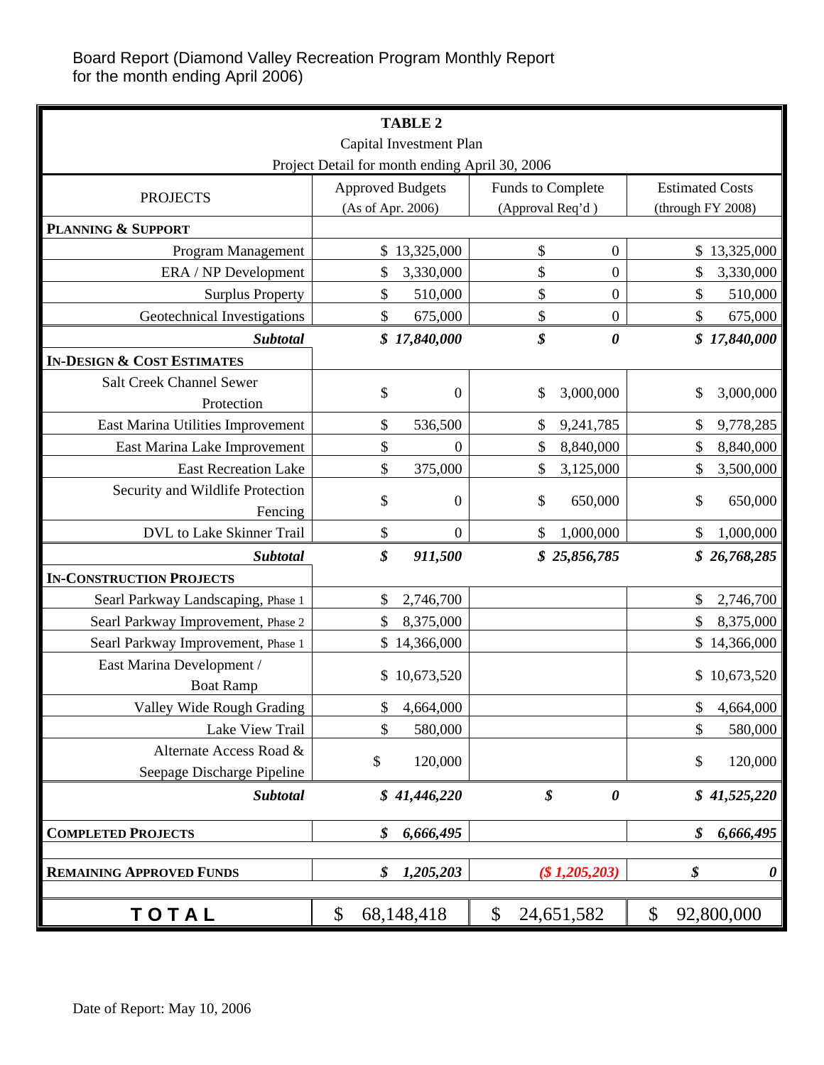Board Report (Diamond Valley Recreation Program Monthly Report for the month ending April 2006)

**TABLE 2**
Capital Investment Plan
Project Detail for month ending April 30, 2006

| PROJECTS | Approved Budgets (As of Apr. 2006) | Funds to Complete (Approval Req'd ) | Estimated Costs (through FY 2008) |
|---|---|---|---|
| **PLANNING & SUPPORT** | | | |
| Program Management | $ 13,325,000 | $ 0 | $ 13,325,000 |
| ERA / NP Development | $ 3,330,000 | $ 0 | $ 3,330,000 |
| Surplus Property | $ 510,000 | $ 0 | $ 510,000 |
| Geotechnical Investigations | $ 675,000 | $ 0 | $ 675,000 |
| ***Subtotal*** | ***$ 17,840,000*** | ***$ 0*** | ***$ 17,840,000*** |
| **IN-DESIGN & COST ESTIMATES** | | | |
| Salt Creek Channel Sewer Protection | $ 0 | $ 3,000,000 | $ 3,000,000 |
| East Marina Utilities Improvement | $ 536,500 | $ 9,241,785 | $ 9,778,285 |
| East Marina Lake Improvement | $ 0 | $ 8,840,000 | $ 8,840,000 |
| East Recreation Lake | $ 375,000 | $ 3,125,000 | $ 3,500,000 |
| Security and Wildlife Protection Fencing | $ 0 | $ 650,000 | $ 650,000 |
| DVL to Lake Skinner Trail | $ 0 | $ 1,000,000 | $ 1,000,000 |
| ***Subtotal*** | ***$ 911,500*** | ***$ 25,856,785*** | ***$ 26,768,285*** |
| **IN-CONSTRUCTION PROJECTS** | | | |
| Searl Parkway Landscaping, Phase 1 | $ 2,746,700 | | $ 2,746,700 |
| Searl Parkway Improvement, Phase 2 | $ 8,375,000 | | $ 8,375,000 |
| Searl Parkway Improvement, Phase 1 | $ 14,366,000 | | $ 14,366,000 |
| East Marina Development / Boat Ramp | $ 10,673,520 | | $ 10,673,520 |
| Valley Wide Rough Grading | $ 4,664,000 | | $ 4,664,000 |
| Lake View Trail | $ 580,000 | | $ 580,000 |
| Alternate Access Road & Seepage Discharge Pipeline | $ 120,000 | | $ 120,000 |
| ***Subtotal*** | ***$ 41,446,220*** | ***$ 0*** | ***$ 41,525,220*** |
| **COMPLETED PROJECTS** | ***$ 6,666,495*** | | ***$ 6,666,495*** |
| **REMAINING APPROVED FUNDS** | ***$ 1,205,203*** | ***($ 1,205,203)*** | ***$ 0*** |
| **TOTAL** | $ 68,148,418 | $ 24,651,582 | $ 92,800,000 |

Date of Report: May 10, 2006